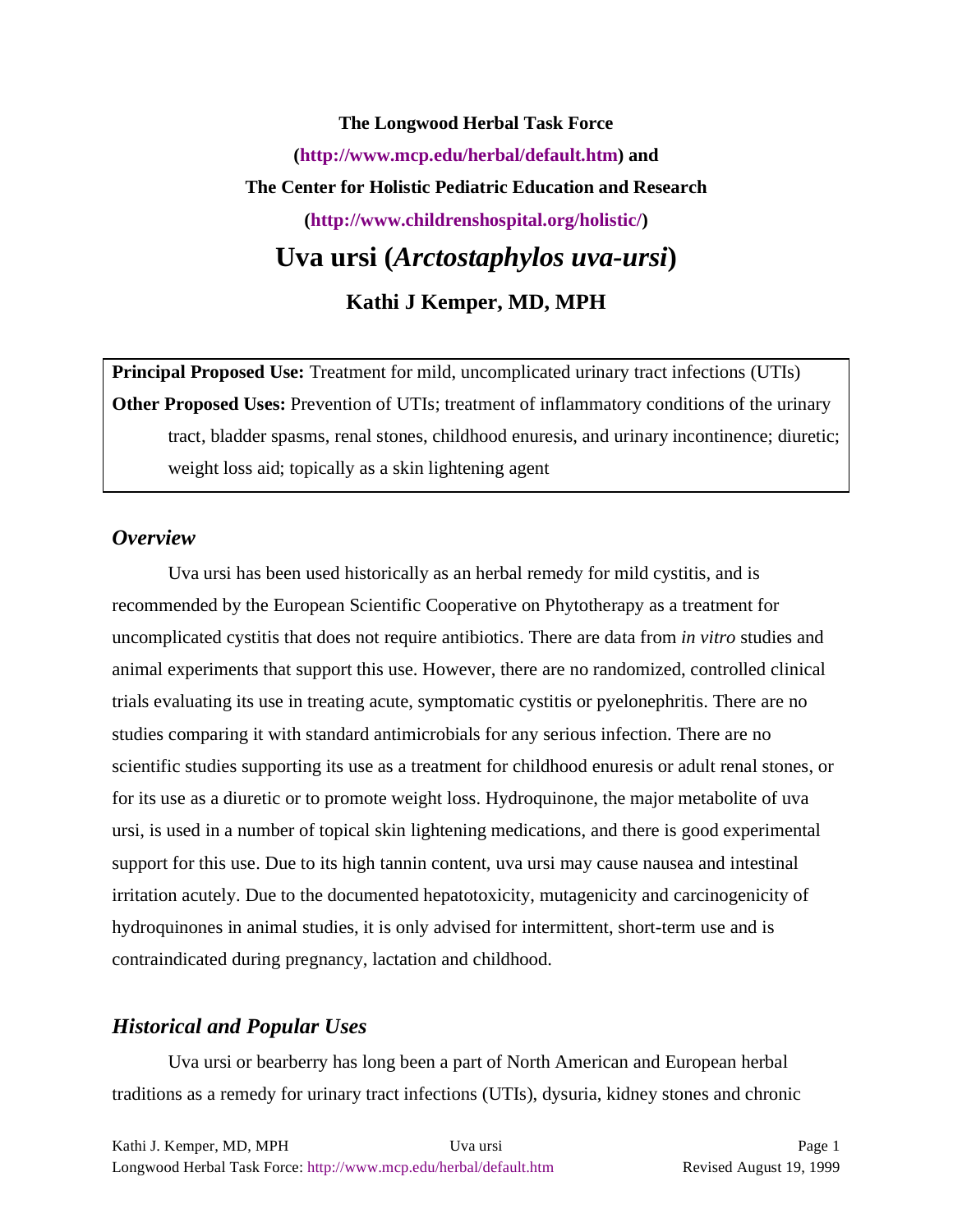**The Longwood Herbal Task Force**

**(http://www.mcp.edu/herbal/default.htm) and**

**The Center for Holistic Pediatric Education and Research**

**(http://www.childrenshospital.org/holistic/)**

# Uva ursi (*Arctostaphylos uva-ursi*)

### Kathi J Kemper, MD, MPH

**Principal Proposed Use:** Treatment for mild, uncomplicated urinary tract infections (UTIs)

**Other Proposed Uses:** Prevention of UTIs; treatment of inflammatory conditions of the urinary tract, bladder spasms, renal stones, childhood enuresis, and urinary incontinence; diuretic; weight loss aid; topically as a skin lightening agent

## *Overview*

Uva ursi has been used historically as an herbal remedy for mild cystitis, and is recommended by the European Scientific Cooperative on Phytotherapy as a treatment for uncomplicated cystitis that does not require antibiotics. There are data from *in vitro* studies and animal experiments that support this use. However, there are no randomized, controlled clinical trials evaluating its use in treating acute, symptomatic cystitis or pyelonephritis. There are no studies comparing it with standard antimicrobials for any serious infection. There are no scientific studies supporting its use as a treatment for childhood enuresis or adult renal stones, or for its use as a diuretic or to promote weight loss. Hydroquinone, the major metabolite of uva ursi, is used in a number of topical skin lightening medications, and there is good experimental support for this use. Due to its high tannin content, uva ursi may cause nausea and intestinal irritation acutely. Due to the documented hepatotoxicity, mutagenicity and carcinogenicity of hydroquinones in animal studies, it is only advised for intermittent, short-term use and is contraindicated during pregnancy, lactation and childhood.

## *Historical and Popular Uses*

Uva ursi or bearberry has long been a part of North American and European herbal traditions as a remedy for urinary tract infections (UTIs), dysuria, kidney stones and chronic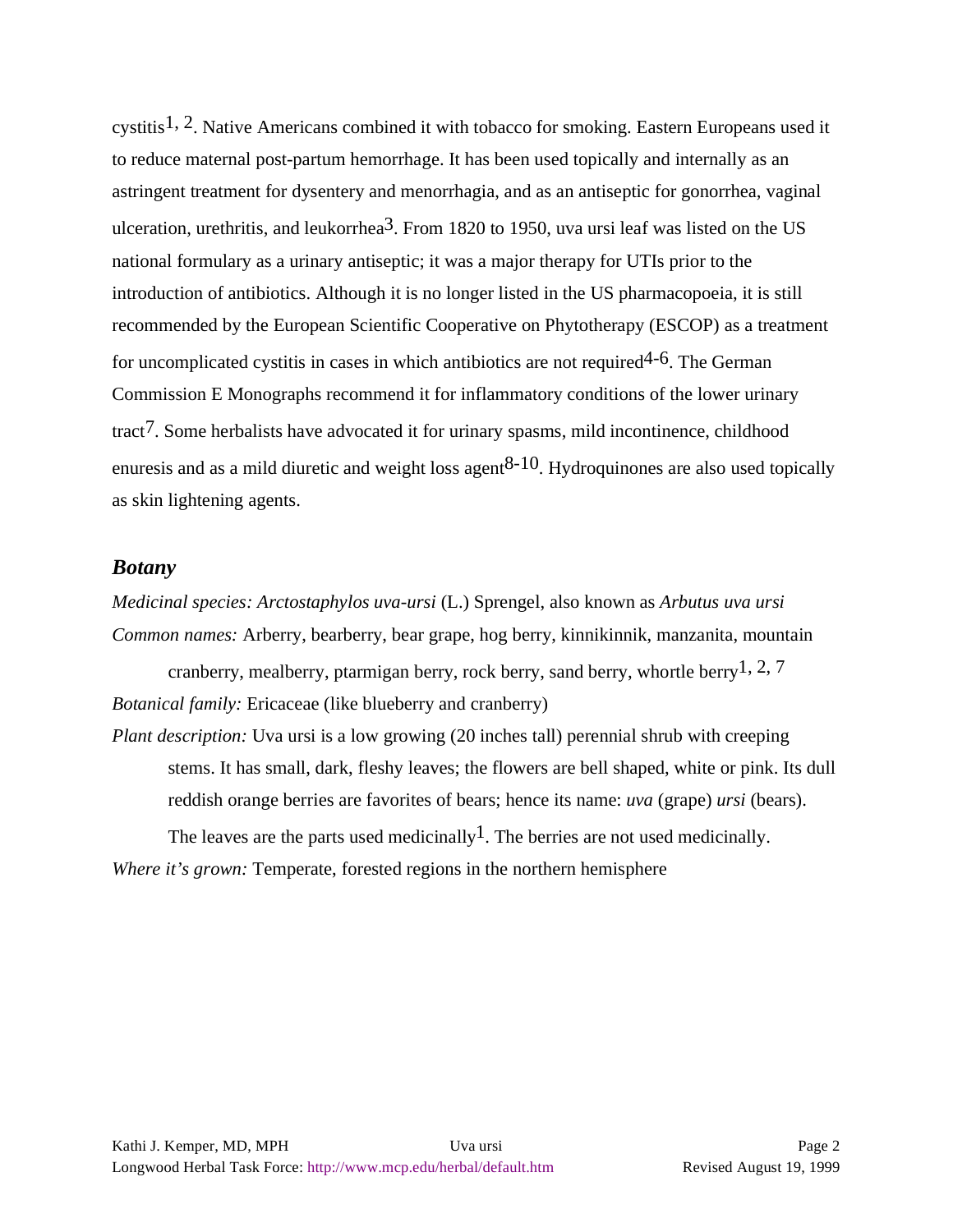cystitis[1, 2]. Native Americans combined it with tobacco for smoking. Eastern Europeans used it to reduce maternal post-partum hemorrhage. It has been used topically and internally as an astringent treatment for dysentery and menorrhagia, and as an antiseptic for gonorrhea, vaginal ulceration, urethritis, and leukorrhea[3]. From 1820 to 1950, uva ursi leaf was listed on the US national formulary as a urinary antiseptic; it was a major therapy for UTIs prior to the introduction of antibiotics. Although it is no longer listed in the US pharmacopoeia, it is still recommended by the European Scientific Cooperative on Phytotherapy (ESCOP) as a treatment for uncomplicated cystitis in cases in which antibiotics are not required[4-6]. The German Commission E Monographs recommend it for inflammatory conditions of the lower urinary tract[7]. Some herbalists have advocated it for urinary spasms, mild incontinence, childhood enuresis and as a mild diuretic and weight loss agent[8-10]. Hydroquinones are also used topically as skin lightening agents.

## *Botany*

*Medicinal species: Arctostaphylos uva-ursi* (L.) Sprengel, also known as *Arbutus uva ursi*

*Common names:* Arberry, bearberry, bear grape, hog berry, kinnikinnik, manzanita, mountain cranberry, mealberry, ptarmigan berry, rock berry, sand berry, whortle berry[1, 2, 7]

*Botanical family:* Ericaceae (like blueberry and cranberry)

*Plant description:* Uva ursi is a low growing (20 inches tall) perennial shrub with creeping stems. It has small, dark, fleshy leaves; the flowers are bell shaped, white or pink. Its dull reddish orange berries are favorites of bears; hence its name: *uva* (grape) *ursi* (bears). The leaves are the parts used medicinally[1]. The berries are not used medicinally.

*Where it's grown:* Temperate, forested regions in the northern hemisphere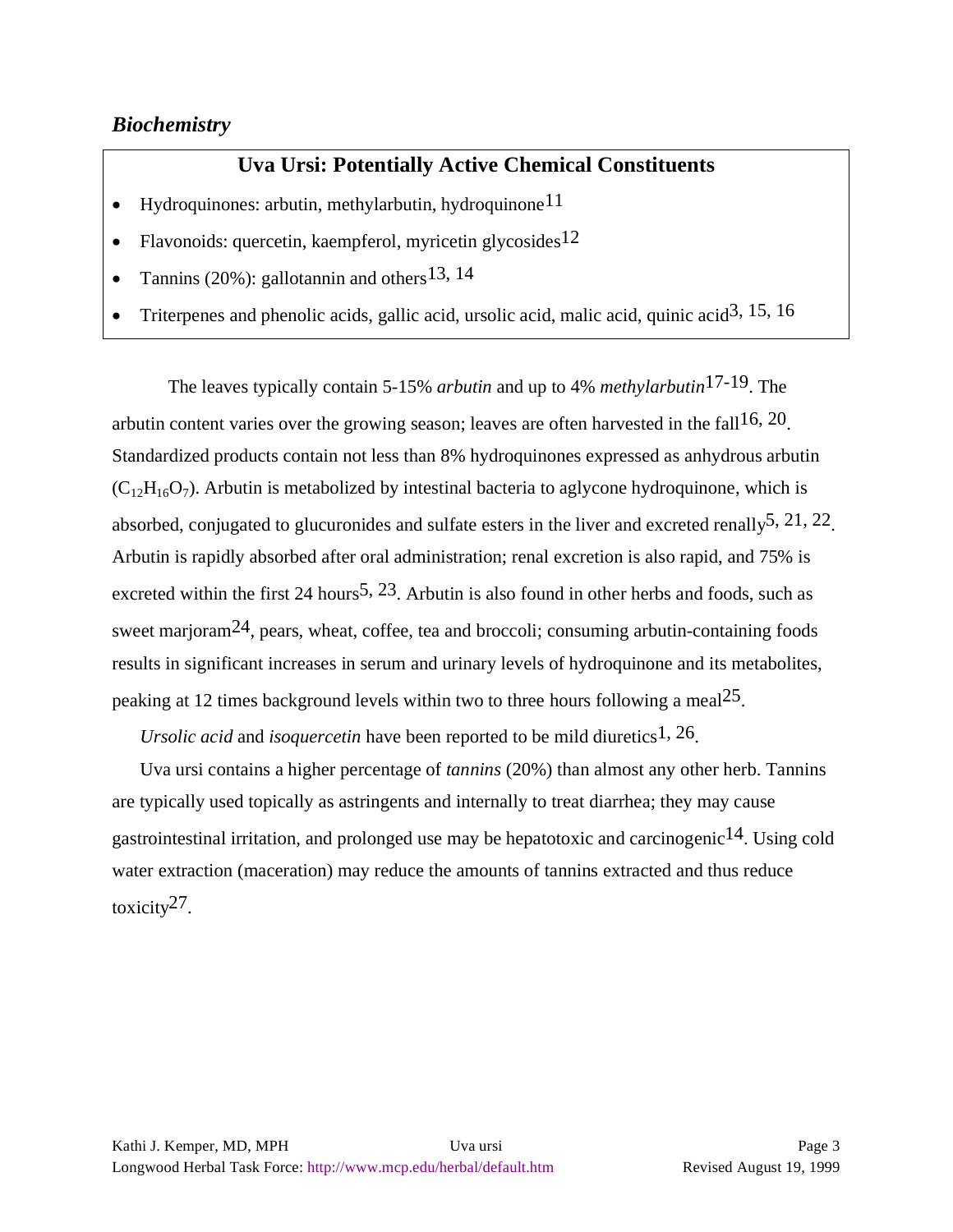### *Biochemistry*

**Uva Ursi: Potentially Active Chemical Constituents**

- Hydroquinones: arbutin, methylarbutin, hydroquinone[11]
- Flavonoids: quercetin, kaempferol, myricetin glycosides[12]
- Tannins (20%): gallotannin and others[13, 14]
- Triterpenes and phenolic acids, gallic acid, ursolic acid, malic acid, quinic acid[3, 15, 16]

The leaves typically contain 5-15% *arbutin* and up to 4% *methylarbutin*[17-19]. The arbutin content varies over the growing season; leaves are often harvested in the fall[16, 20]. Standardized products contain not less than 8% hydroquinones expressed as anhydrous arbutin ($C_{12}H_{16}O_7$). Arbutin is metabolized by intestinal bacteria to aglycone hydroquinone, which is absorbed, conjugated to glucuronides and sulfate esters in the liver and excreted renally[5, 21, 22]. Arbutin is rapidly absorbed after oral administration; renal excretion is also rapid, and 75% is excreted within the first 24 hours[5, 23]. Arbutin is also found in other herbs and foods, such as sweet marjoram[24], pears, wheat, coffee, tea and broccoli; consuming arbutin-containing foods results in significant increases in serum and urinary levels of hydroquinone and its metabolites, peaking at 12 times background levels within two to three hours following a meal[25].

*Ursolic acid* and *isoquercetin* have been reported to be mild diuretics[1, 26].

Uva ursi contains a higher percentage of *tannins* (20%) than almost any other herb. Tannins are typically used topically as astringents and internally to treat diarrhea; they may cause gastrointestinal irritation, and prolonged use may be hepatotoxic and carcinogenic[14]. Using cold water extraction (maceration) may reduce the amounts of tannins extracted and thus reduce toxicity[27].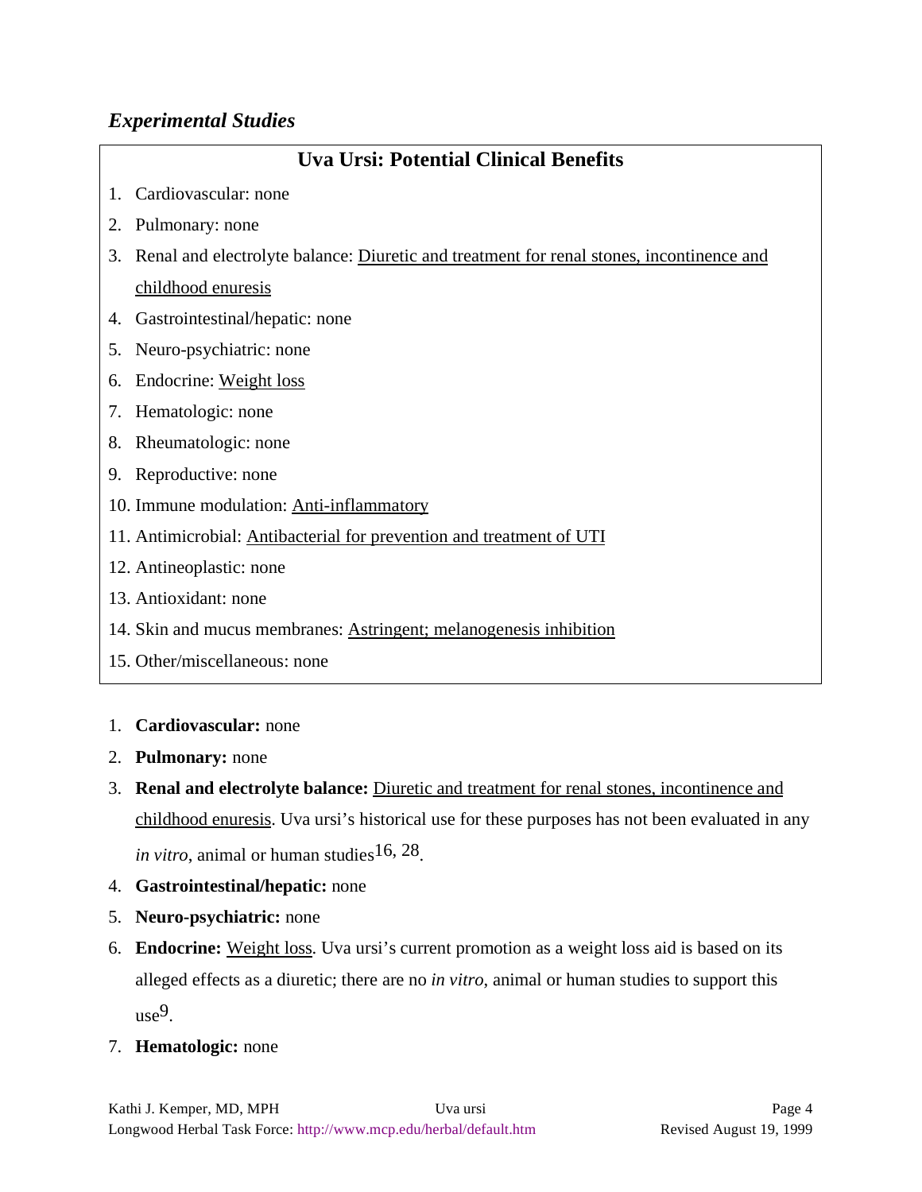## *Experimental Studies*

**Uva Ursi: Potential Clinical Benefits**

1. Cardiovascular: none
2. Pulmonary: none
3. Renal and electrolyte balance: Diuretic and treatment for renal stones, incontinence and childhood enuresis
4. Gastrointestinal/hepatic: none
5. Neuro-psychiatric: none
6. Endocrine: Weight loss
7. Hematologic: none
8. Rheumatologic: none
9. Reproductive: none
10. Immune modulation: Anti-inflammatory
11. Antimicrobial: Antibacterial for prevention and treatment of UTI
12. Antineoplastic: none
13. Antioxidant: none
14. Skin and mucus membranes: Astringent; melanogenesis inhibition
15. Other/miscellaneous: none

1. **Cardiovascular:** none
2. **Pulmonary:** none
3. **Renal and electrolyte balance:** Diuretic and treatment for renal stones, incontinence and childhood enuresis. Uva ursi's historical use for these purposes has not been evaluated in any *in vitro*, animal or human studies[16, 28].
4. **Gastrointestinal/hepatic:** none
5. **Neuro-psychiatric:** none
6. **Endocrine:** Weight loss. Uva ursi's current promotion as a weight loss aid is based on its alleged effects as a diuretic; there are no *in vitro*, animal or human studies to support this use[9].
7. **Hematologic:** none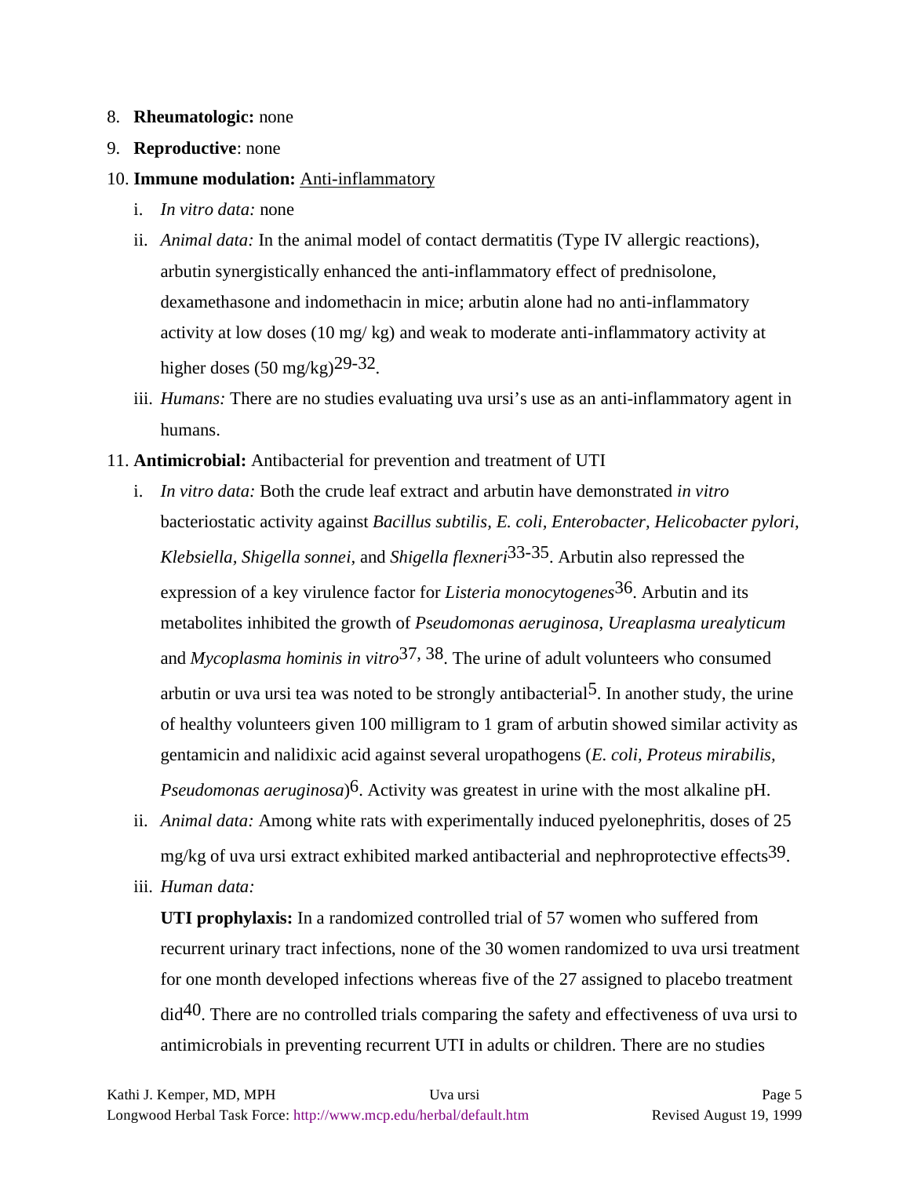8. **Rheumatologic:** none
9. **Reproductive**: none
10. **Immune modulation:** Anti-inflammatory
    i. *In vitro data:* none
    ii. *Animal data:* In the animal model of contact dermatitis (Type IV allergic reactions), arbutin synergistically enhanced the anti-inflammatory effect of prednisolone, dexamethasone and indomethacin in mice; arbutin alone had no anti-inflammatory activity at low doses (10 mg/ kg) and weak to moderate anti-inflammatory activity at higher doses (50 mg/kg)[29-32].
    iii. *Humans:* There are no studies evaluating uva ursi's use as an anti-inflammatory agent in humans.
11. **Antimicrobial:** Antibacterial for prevention and treatment of UTI
    i. *In vitro data:* Both the crude leaf extract and arbutin have demonstrated *in vitro* bacteriostatic activity against *Bacillus subtilis, E. coli, Enterobacter, Helicobacter pylori, Klebsiella, Shigella sonnei*, and *Shigella flexneri*[33-35]. Arbutin also repressed the expression of a key virulence factor for *Listeria monocytogenes*[36]. Arbutin and its metabolites inhibited the growth of *Pseudomonas aeruginosa*, *Ureaplasma urealyticum* and *Mycoplasma hominis in vitro*[37, 38]. The urine of adult volunteers who consumed arbutin or uva ursi tea was noted to be strongly antibacterial[5]. In another study, the urine of healthy volunteers given 100 milligram to 1 gram of arbutin showed similar activity as gentamicin and nalidixic acid against several uropathogens (*E. coli, Proteus mirabilis, Pseudomonas aeruginosa*)[6]. Activity was greatest in urine with the most alkaline pH.
    ii. *Animal data:* Among white rats with experimentally induced pyelonephritis, doses of 25 mg/kg of uva ursi extract exhibited marked antibacterial and nephroprotective effects[39].
    iii. *Human data:*

       **UTI prophylaxis:** In a randomized controlled trial of 57 women who suffered from recurrent urinary tract infections, none of the 30 women randomized to uva ursi treatment for one month developed infections whereas five of the 27 assigned to placebo treatment did[40]. There are no controlled trials comparing the safety and effectiveness of uva ursi to antimicrobials in preventing recurrent UTI in adults or children. There are no studies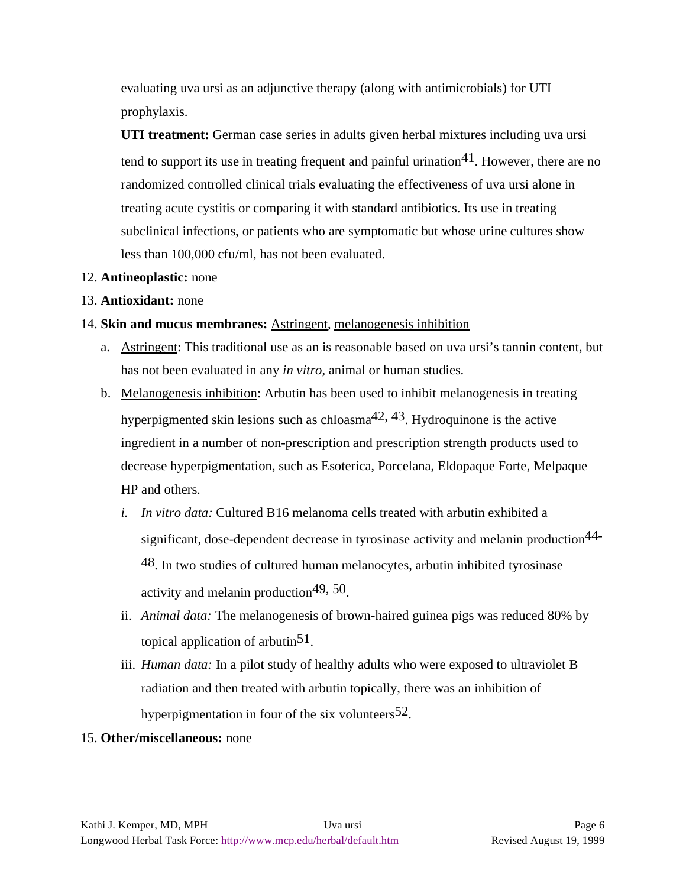evaluating uva ursi as an adjunctive therapy (along with antimicrobials) for UTI prophylaxis.

**UTI treatment:** German case series in adults given herbal mixtures including uva ursi tend to support its use in treating frequent and painful urination[41]. However, there are no randomized controlled clinical trials evaluating the effectiveness of uva ursi alone in treating acute cystitis or comparing it with standard antibiotics. Its use in treating subclinical infections, or patients who are symptomatic but whose urine cultures show less than 100,000 cfu/ml, has not been evaluated.

12. **Antineoplastic:** none
13. **Antioxidant:** none
14. **Skin and mucus membranes:** <u>Astringent</u>, <u>melanogenesis inhibition</u>
    a. <u>Astringent</u>: This traditional use as an is reasonable based on uva ursi's tannin content, but has not been evaluated in any *in vitro*, animal or human studies.
    b. <u>Melanogenesis inhibition</u>: Arbutin has been used to inhibit melanogenesis in treating hyperpigmented skin lesions such as chloasma[42, 43]. Hydroquinone is the active ingredient in a number of non-prescription and prescription strength products used to decrease hyperpigmentation, such as Esoterica, Porcelana, Eldopaque Forte, Melpaque HP and others.
        i. *In vitro data:* Cultured B16 melanoma cells treated with arbutin exhibited a significant, dose-dependent decrease in tyrosinase activity and melanin production[44-48]. In two studies of cultured human melanocytes, arbutin inhibited tyrosinase activity and melanin production[49, 50].
        ii. *Animal data:* The melanogenesis of brown-haired guinea pigs was reduced 80% by topical application of arbutin[51].
        iii. *Human data:* In a pilot study of healthy adults who were exposed to ultraviolet B radiation and then treated with arbutin topically, there was an inhibition of hyperpigmentation in four of the six volunteers[52].
15. **Other/miscellaneous:** none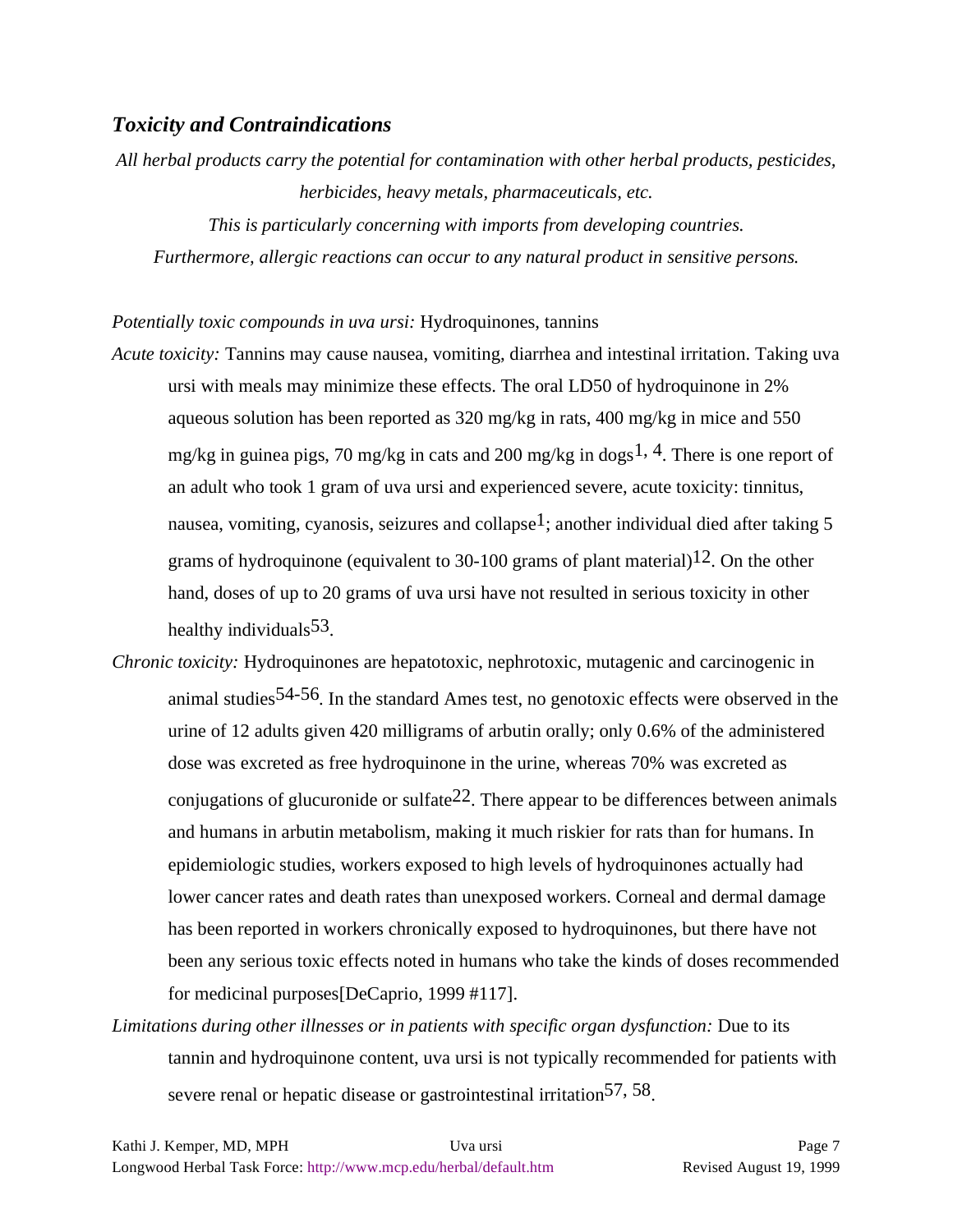### ***Toxicity and Contraindications***

*All herbal products carry the potential for contamination with other herbal products, pesticides, herbicides, heavy metals, pharmaceuticals, etc.*

*This is particularly concerning with imports from developing countries.*

*Furthermore, allergic reactions can occur to any natural product in sensitive persons.*

*Potentially toxic compounds in uva ursi:* Hydroquinones, tannins

*Acute toxicity:* Tannins may cause nausea, vomiting, diarrhea and intestinal irritation. Taking uva ursi with meals may minimize these effects. The oral LD50 of hydroquinone in 2% aqueous solution has been reported as 320 mg/kg in rats, 400 mg/kg in mice and 550 mg/kg in guinea pigs, 70 mg/kg in cats and 200 mg/kg in dogs[1, 4]. There is one report of an adult who took 1 gram of uva ursi and experienced severe, acute toxicity: tinnitus, nausea, vomiting, cyanosis, seizures and collapse[1]; another individual died after taking 5 grams of hydroquinone (equivalent to 30-100 grams of plant material)[12]. On the other hand, doses of up to 20 grams of uva ursi have not resulted in serious toxicity in other healthy individuals[53].

*Chronic toxicity:* Hydroquinones are hepatotoxic, nephrotoxic, mutagenic and carcinogenic in animal studies[54-56]. In the standard Ames test, no genotoxic effects were observed in the urine of 12 adults given 420 milligrams of arbutin orally; only 0.6% of the administered dose was excreted as free hydroquinone in the urine, whereas 70% was excreted as conjugations of glucuronide or sulfate[22]. There appear to be differences between animals and humans in arbutin metabolism, making it much riskier for rats than for humans. In epidemiologic studies, workers exposed to high levels of hydroquinones actually had lower cancer rates and death rates than unexposed workers. Corneal and dermal damage has been reported in workers chronically exposed to hydroquinones, but there have not been any serious toxic effects noted in humans who take the kinds of doses recommended for medicinal purposes[DeCaprio, 1999 #117].

*Limitations during other illnesses or in patients with specific organ dysfunction:* Due to its tannin and hydroquinone content, uva ursi is not typically recommended for patients with severe renal or hepatic disease or gastrointestinal irritation[57, 58].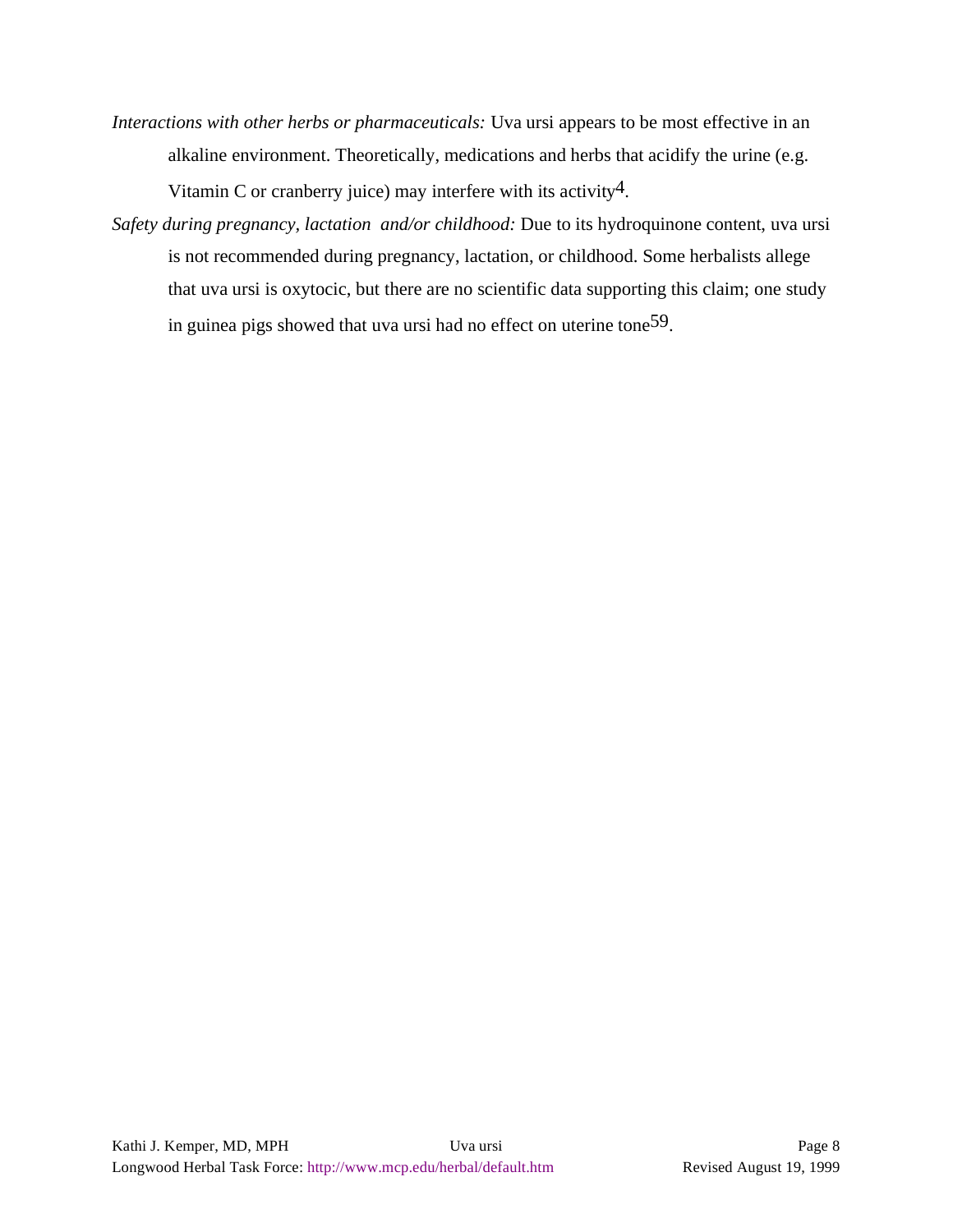*Interactions with other herbs or pharmaceuticals:* Uva ursi appears to be most effective in an alkaline environment. Theoretically, medications and herbs that acidify the urine (e.g. Vitamin C or cranberry juice) may interfere with its activity[4].

*Safety during pregnancy, lactation and/or childhood:* Due to its hydroquinone content, uva ursi is not recommended during pregnancy, lactation, or childhood. Some herbalists allege that uva ursi is oxytocic, but there are no scientific data supporting this claim; one study in guinea pigs showed that uva ursi had no effect on uterine tone[59].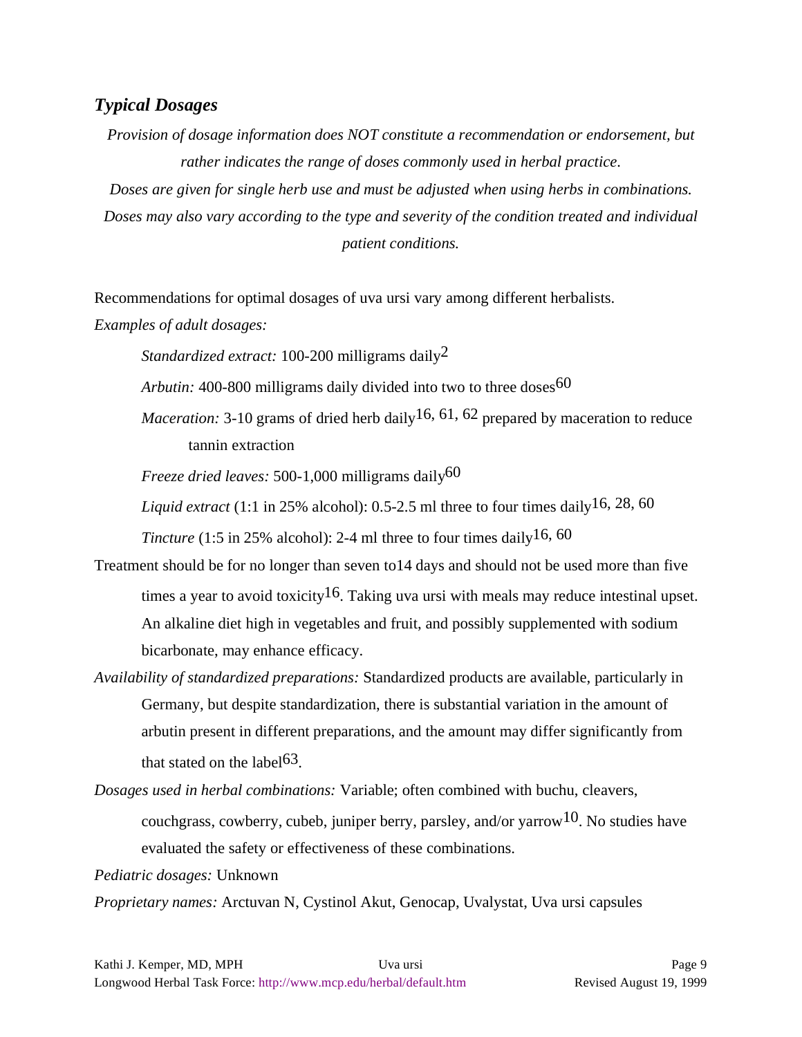### *Typical Dosages*

*Provision of dosage information does NOT constitute a recommendation or endorsement, but rather indicates the range of doses commonly used in herbal practice.*

*Doses are given for single herb use and must be adjusted when using herbs in combinations. Doses may also vary according to the type and severity of the condition treated and individual patient conditions.*

Recommendations for optimal dosages of uva ursi vary among different herbalists.

*Examples of adult dosages:*

*Standardized extract:* 100-200 milligrams daily[2]

*Arbutin:* 400-800 milligrams daily divided into two to three doses[60]

*Maceration:* 3-10 grams of dried herb daily[16, 61, 62] prepared by maceration to reduce tannin extraction

*Freeze dried leaves:* 500-1,000 milligrams daily[60]

*Liquid extract* (1:1 in 25% alcohol): 0.5-2.5 ml three to four times daily[16, 28, 60]

*Tincture* (1:5 in 25% alcohol): 2-4 ml three to four times daily[16, 60]

Treatment should be for no longer than seven to14 days and should not be used more than five times a year to avoid toxicity[16]. Taking uva ursi with meals may reduce intestinal upset. An alkaline diet high in vegetables and fruit, and possibly supplemented with sodium bicarbonate, may enhance efficacy.

*Availability of standardized preparations:* Standardized products are available, particularly in Germany, but despite standardization, there is substantial variation in the amount of arbutin present in different preparations, and the amount may differ significantly from that stated on the label[63].

*Dosages used in herbal combinations:* Variable; often combined with buchu, cleavers, couchgrass, cowberry, cubeb, juniper berry, parsley, and/or yarrow[10]. No studies have evaluated the safety or effectiveness of these combinations.

*Pediatric dosages:* Unknown

*Proprietary names:* Arctuvan N, Cystinol Akut, Genocap, Uvalystat, Uva ursi capsules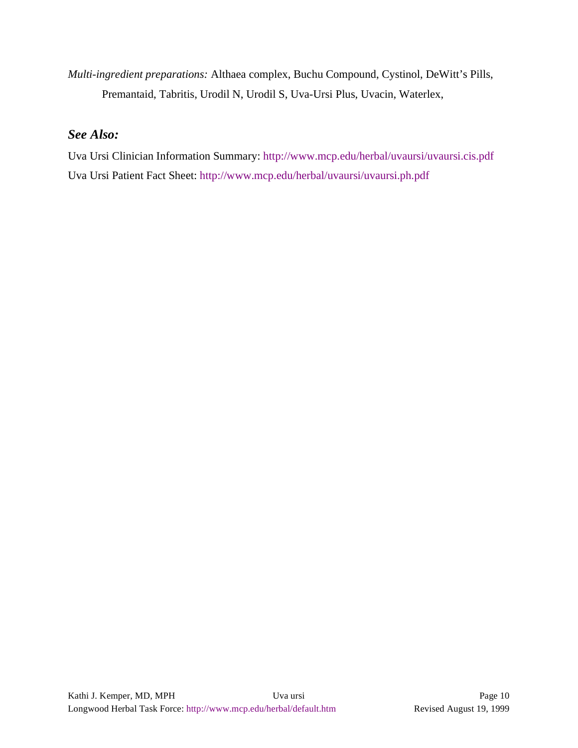*Multi-ingredient preparations:* Althaea complex, Buchu Compound, Cystinol, DeWitt's Pills, Premantaid, Tabritis, Urodil N, Urodil S, Uva-Ursi Plus, Uvacin, Waterlex,

## *See Also:*

Uva Ursi Clinician Information Summary: http://www.mcp.edu/herbal/uvaursi/uvaursi.cis.pdf
Uva Ursi Patient Fact Sheet: http://www.mcp.edu/herbal/uvaursi/uvaursi.ph.pdf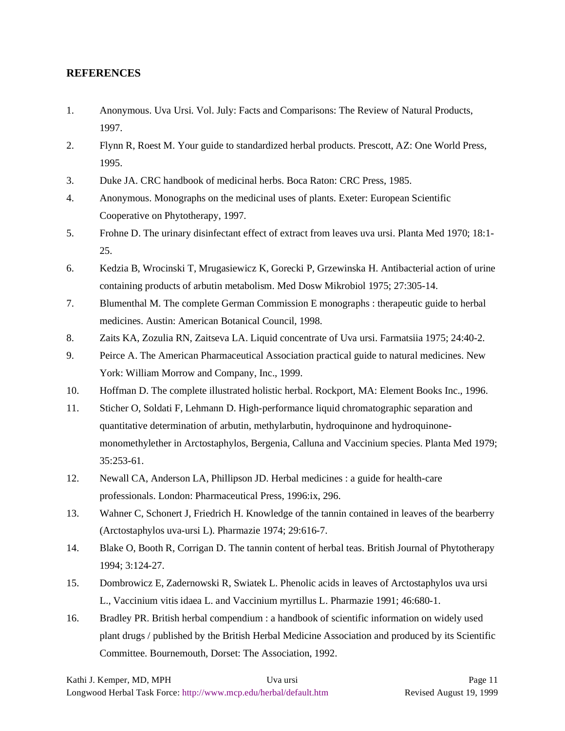## REFERENCES

1. Anonymous. Uva Ursi. Vol. July: Facts and Comparisons: The Review of Natural Products, 1997.
2. Flynn R, Roest M. Your guide to standardized herbal products. Prescott, AZ: One World Press, 1995.
3. Duke JA. CRC handbook of medicinal herbs. Boca Raton: CRC Press, 1985.
4. Anonymous. Monographs on the medicinal uses of plants. Exeter: European Scientific Cooperative on Phytotherapy, 1997.
5. Frohne D. The urinary disinfectant effect of extract from leaves uva ursi. Planta Med 1970; 18:1-25.
6. Kedzia B, Wrocinski T, Mrugasiewicz K, Gorecki P, Grzewinska H. Antibacterial action of urine containing products of arbutin metabolism. Med Dosw Mikrobiol 1975; 27:305-14.
7. Blumenthal M. The complete German Commission E monographs : therapeutic guide to herbal medicines. Austin: American Botanical Council, 1998.
8. Zaits KA, Zozulia RN, Zaitseva LA. Liquid concentrate of Uva ursi. Farmatsiia 1975; 24:40-2.
9. Peirce A. The American Pharmaceutical Association practical guide to natural medicines. New York: William Morrow and Company, Inc., 1999.
10. Hoffman D. The complete illustrated holistic herbal. Rockport, MA: Element Books Inc., 1996.
11. Sticher O, Soldati F, Lehmann D. High-performance liquid chromatographic separation and quantitative determination of arbutin, methylarbutin, hydroquinone and hydroquinone-monomethylether in Arctostaphylos, Bergenia, Calluna and Vaccinium species. Planta Med 1979; 35:253-61.
12. Newall CA, Anderson LA, Phillipson JD. Herbal medicines : a guide for health-care professionals. London: Pharmaceutical Press, 1996:ix, 296.
13. Wahner C, Schonert J, Friedrich H. Knowledge of the tannin contained in leaves of the bearberry (Arctostaphylos uva-ursi L). Pharmazie 1974; 29:616-7.
14. Blake O, Booth R, Corrigan D. The tannin content of herbal teas. British Journal of Phytotherapy 1994; 3:124-27.
15. Dombrowicz E, Zadernowski R, Swiatek L. Phenolic acids in leaves of Arctostaphylos uva ursi L., Vaccinium vitis idaea L. and Vaccinium myrtillus L. Pharmazie 1991; 46:680-1.
16. Bradley PR. British herbal compendium : a handbook of scientific information on widely used plant drugs / published by the British Herbal Medicine Association and produced by its Scientific Committee. Bournemouth, Dorset: The Association, 1992.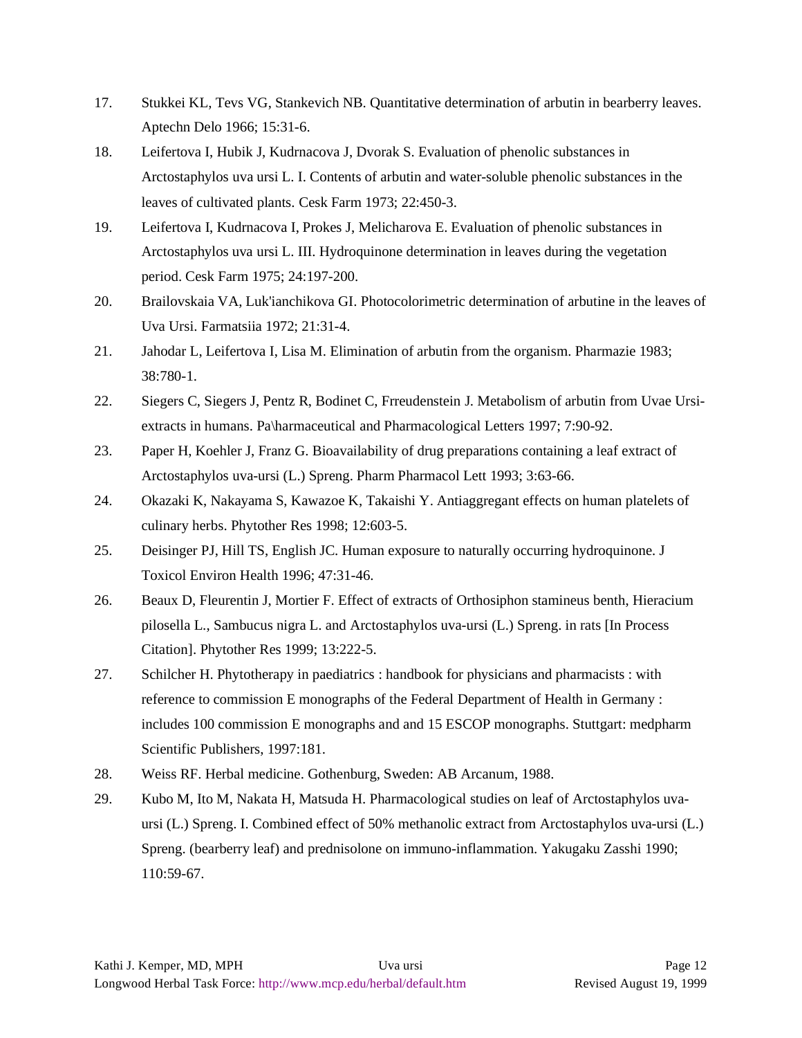17. Stukkei KL, Tevs VG, Stankevich NB. Quantitative determination of arbutin in bearberry leaves. Aptechn Delo 1966; 15:31-6.
18. Leifertova I, Hubik J, Kudrnacova J, Dvorak S. Evaluation of phenolic substances in Arctostaphylos uva ursi L. I. Contents of arbutin and water-soluble phenolic substances in the leaves of cultivated plants. Cesk Farm 1973; 22:450-3.
19. Leifertova I, Kudrnacova I, Prokes J, Melicharova E. Evaluation of phenolic substances in Arctostaphylos uva ursi L. III. Hydroquinone determination in leaves during the vegetation period. Cesk Farm 1975; 24:197-200.
20. Brailovskaia VA, Luk'ianchikova GI. Photocolorimetric determination of arbutine in the leaves of Uva Ursi. Farmatsiia 1972; 21:31-4.
21. Jahodar L, Leifertova I, Lisa M. Elimination of arbutin from the organism. Pharmazie 1983; 38:780-1.
22. Siegers C, Siegers J, Pentz R, Bodinet C, Frreudenstein J. Metabolism of arbutin from Uvae Ursi-extracts in humans. Pa\harmaceutical and Pharmacological Letters 1997; 7:90-92.
23. Paper H, Koehler J, Franz G. Bioavailability of drug preparations containing a leaf extract of Arctostaphylos uva-ursi (L.) Spreng. Pharm Pharmacol Lett 1993; 3:63-66.
24. Okazaki K, Nakayama S, Kawazoe K, Takaishi Y. Antiaggregant effects on human platelets of culinary herbs. Phytother Res 1998; 12:603-5.
25. Deisinger PJ, Hill TS, English JC. Human exposure to naturally occurring hydroquinone. J Toxicol Environ Health 1996; 47:31-46.
26. Beaux D, Fleurentin J, Mortier F. Effect of extracts of Orthosiphon stamineus benth, Hieracium pilosella L., Sambucus nigra L. and Arctostaphylos uva-ursi (L.) Spreng. in rats [In Process Citation]. Phytother Res 1999; 13:222-5.
27. Schilcher H. Phytotherapy in paediatrics : handbook for physicians and pharmacists : with reference to commission E monographs of the Federal Department of Health in Germany : includes 100 commission E monographs and and 15 ESCOP monographs. Stuttgart: medpharm Scientific Publishers, 1997:181.
28. Weiss RF. Herbal medicine. Gothenburg, Sweden: AB Arcanum, 1988.
29. Kubo M, Ito M, Nakata H, Matsuda H. Pharmacological studies on leaf of Arctostaphylos uva-ursi (L.) Spreng. I. Combined effect of 50% methanolic extract from Arctostaphylos uva-ursi (L.) Spreng. (bearberry leaf) and prednisolone on immuno-inflammation. Yakugaku Zasshi 1990; 110:59-67.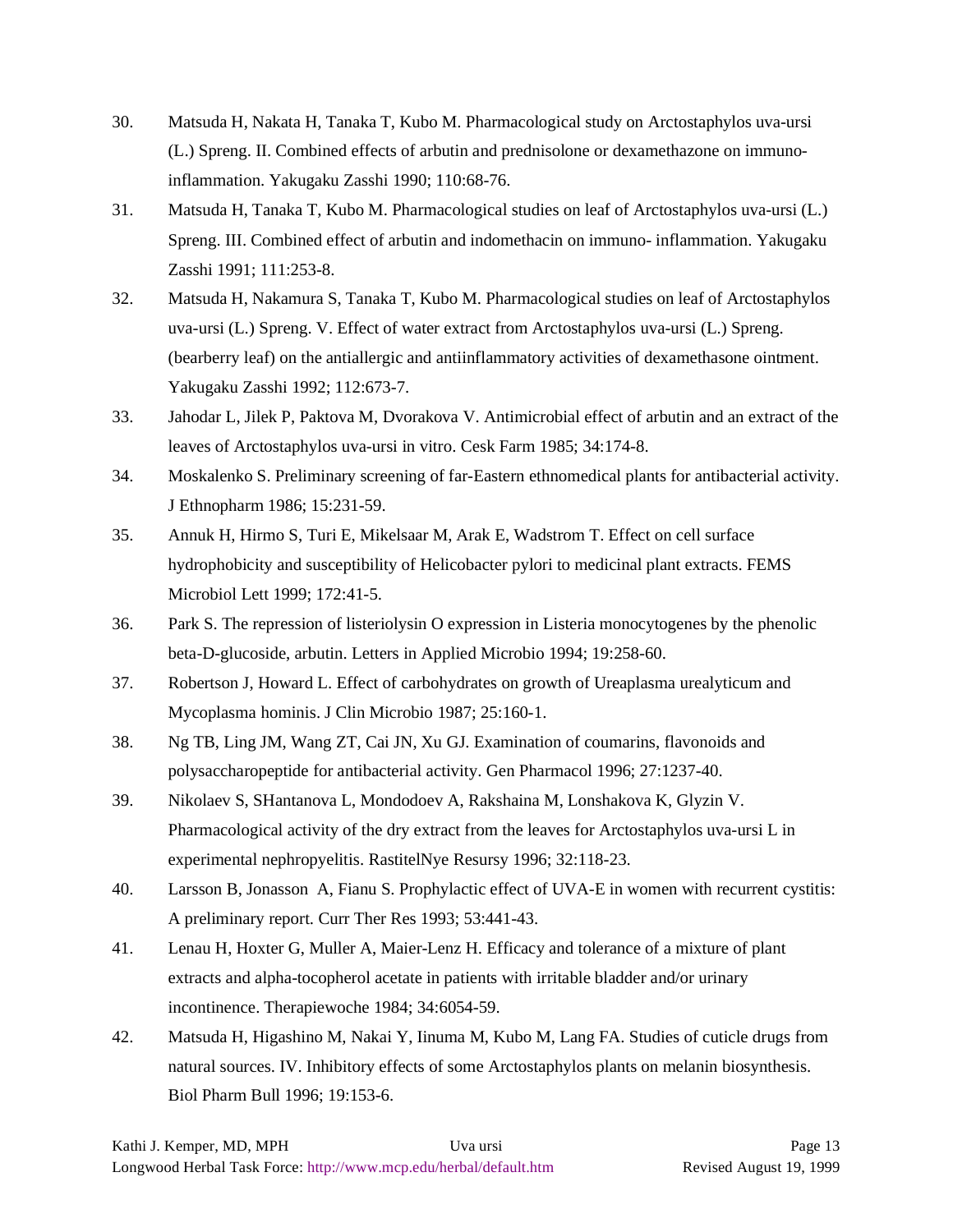30. Matsuda H, Nakata H, Tanaka T, Kubo M. Pharmacological study on Arctostaphylos uva-ursi (L.) Spreng. II. Combined effects of arbutin and prednisolone or dexamethazone on immuno-inflammation. Yakugaku Zasshi 1990; 110:68-76.
31. Matsuda H, Tanaka T, Kubo M. Pharmacological studies on leaf of Arctostaphylos uva-ursi (L.) Spreng. III. Combined effect of arbutin and indomethacin on immuno- inflammation. Yakugaku Zasshi 1991; 111:253-8.
32. Matsuda H, Nakamura S, Tanaka T, Kubo M. Pharmacological studies on leaf of Arctostaphylos uva-ursi (L.) Spreng. V. Effect of water extract from Arctostaphylos uva-ursi (L.) Spreng. (bearberry leaf) on the antiallergic and antiinflammatory activities of dexamethasone ointment. Yakugaku Zasshi 1992; 112:673-7.
33. Jahodar L, Jilek P, Paktova M, Dvorakova V. Antimicrobial effect of arbutin and an extract of the leaves of Arctostaphylos uva-ursi in vitro. Cesk Farm 1985; 34:174-8.
34. Moskalenko S. Preliminary screening of far-Eastern ethnomedical plants for antibacterial activity. J Ethnopharm 1986; 15:231-59.
35. Annuk H, Hirmo S, Turi E, Mikelsaar M, Arak E, Wadstrom T. Effect on cell surface hydrophobicity and susceptibility of Helicobacter pylori to medicinal plant extracts. FEMS Microbiol Lett 1999; 172:41-5.
36. Park S. The repression of listeriolysin O expression in Listeria monocytogenes by the phenolic beta-D-glucoside, arbutin. Letters in Applied Microbio 1994; 19:258-60.
37. Robertson J, Howard L. Effect of carbohydrates on growth of Ureaplasma urealyticum and Mycoplasma hominis. J Clin Microbio 1987; 25:160-1.
38. Ng TB, Ling JM, Wang ZT, Cai JN, Xu GJ. Examination of coumarins, flavonoids and polysaccharopeptide for antibacterial activity. Gen Pharmacol 1996; 27:1237-40.
39. Nikolaev S, SHantanova L, Mondodoev A, Rakshaina M, Lonshakova K, Glyzin V. Pharmacological activity of the dry extract from the leaves for Arctostaphylos uva-ursi L in experimental nephropyelitis. RastitelNye Resursy 1996; 32:118-23.
40. Larsson B, Jonasson A, Fianu S. Prophylactic effect of UVA-E in women with recurrent cystitis: A preliminary report. Curr Ther Res 1993; 53:441-43.
41. Lenau H, Hoxter G, Muller A, Maier-Lenz H. Efficacy and tolerance of a mixture of plant extracts and alpha-tocopherol acetate in patients with irritable bladder and/or urinary incontinence. Therapiewoche 1984; 34:6054-59.
42. Matsuda H, Higashino M, Nakai Y, Iinuma M, Kubo M, Lang FA. Studies of cuticle drugs from natural sources. IV. Inhibitory effects of some Arctostaphylos plants on melanin biosynthesis. Biol Pharm Bull 1996; 19:153-6.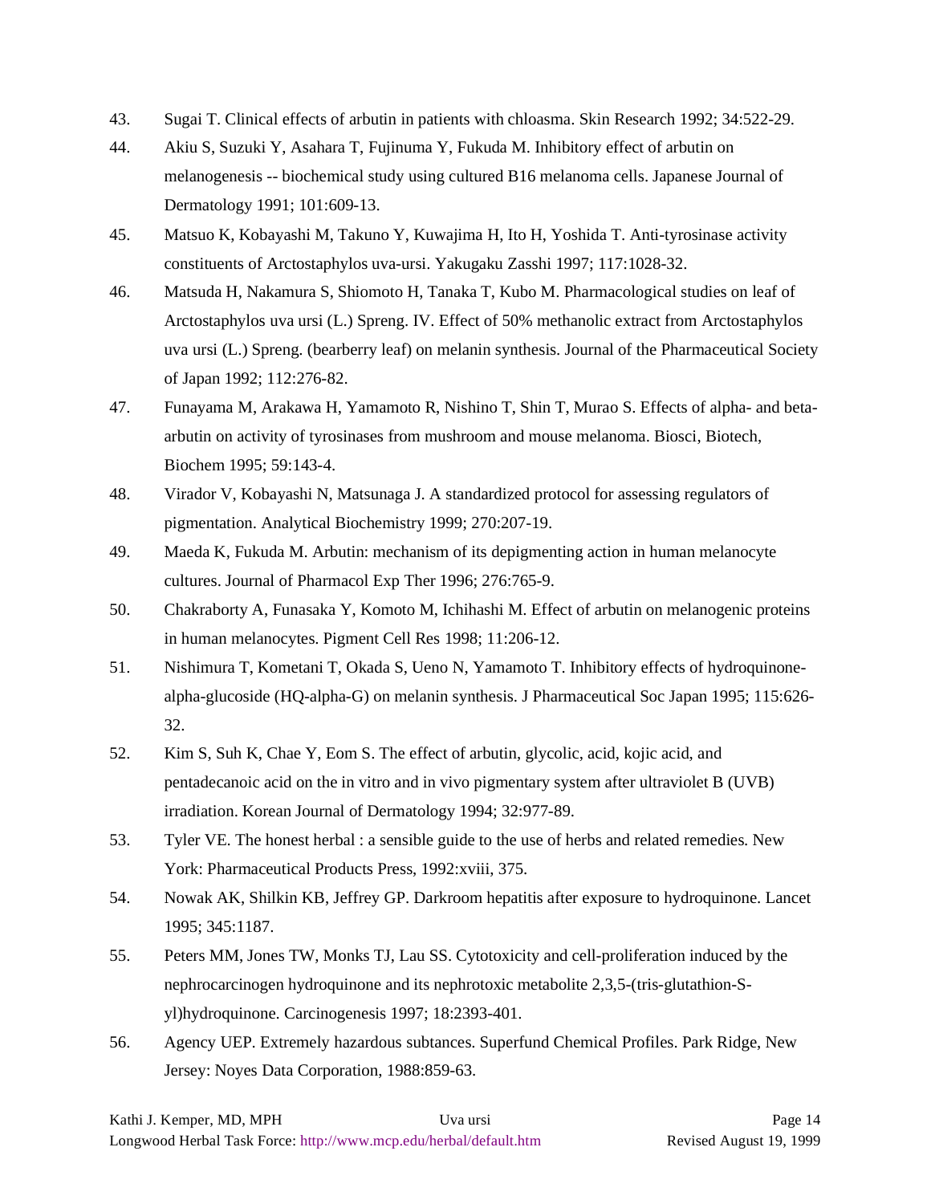43. Sugai T. Clinical effects of arbutin in patients with chloasma. Skin Research 1992; 34:522-29.
44. Akiu S, Suzuki Y, Asahara T, Fujinuma Y, Fukuda M. Inhibitory effect of arbutin on melanogenesis -- biochemical study using cultured B16 melanoma cells. Japanese Journal of Dermatology 1991; 101:609-13.
45. Matsuo K, Kobayashi M, Takuno Y, Kuwajima H, Ito H, Yoshida T. Anti-tyrosinase activity constituents of Arctostaphylos uva-ursi. Yakugaku Zasshi 1997; 117:1028-32.
46. Matsuda H, Nakamura S, Shiomoto H, Tanaka T, Kubo M. Pharmacological studies on leaf of Arctostaphylos uva ursi (L.) Spreng. IV. Effect of 50% methanolic extract from Arctostaphylos uva ursi (L.) Spreng. (bearberry leaf) on melanin synthesis. Journal of the Pharmaceutical Society of Japan 1992; 112:276-82.
47. Funayama M, Arakawa H, Yamamoto R, Nishino T, Shin T, Murao S. Effects of alpha- and beta-arbutin on activity of tyrosinases from mushroom and mouse melanoma. Biosci, Biotech, Biochem 1995; 59:143-4.
48. Virador V, Kobayashi N, Matsunaga J. A standardized protocol for assessing regulators of pigmentation. Analytical Biochemistry 1999; 270:207-19.
49. Maeda K, Fukuda M. Arbutin: mechanism of its depigmenting action in human melanocyte cultures. Journal of Pharmacol Exp Ther 1996; 276:765-9.
50. Chakraborty A, Funasaka Y, Komoto M, Ichihashi M. Effect of arbutin on melanogenic proteins in human melanocytes. Pigment Cell Res 1998; 11:206-12.
51. Nishimura T, Kometani T, Okada S, Ueno N, Yamamoto T. Inhibitory effects of hydroquinone-alpha-glucoside (HQ-alpha-G) on melanin synthesis. J Pharmaceutical Soc Japan 1995; 115:626-32.
52. Kim S, Suh K, Chae Y, Eom S. The effect of arbutin, glycolic, acid, kojic acid, and pentadecanoic acid on the in vitro and in vivo pigmentary system after ultraviolet B (UVB) irradiation. Korean Journal of Dermatology 1994; 32:977-89.
53. Tyler VE. The honest herbal : a sensible guide to the use of herbs and related remedies. New York: Pharmaceutical Products Press, 1992:xviii, 375.
54. Nowak AK, Shilkin KB, Jeffrey GP. Darkroom hepatitis after exposure to hydroquinone. Lancet 1995; 345:1187.
55. Peters MM, Jones TW, Monks TJ, Lau SS. Cytotoxicity and cell-proliferation induced by the nephrocarcinogen hydroquinone and its nephrotoxic metabolite 2,3,5-(tris-glutathion-S-yl)hydroquinone. Carcinogenesis 1997; 18:2393-401.
56. Agency UEP. Extremely hazardous subtances. Superfund Chemical Profiles. Park Ridge, New Jersey: Noyes Data Corporation, 1988:859-63.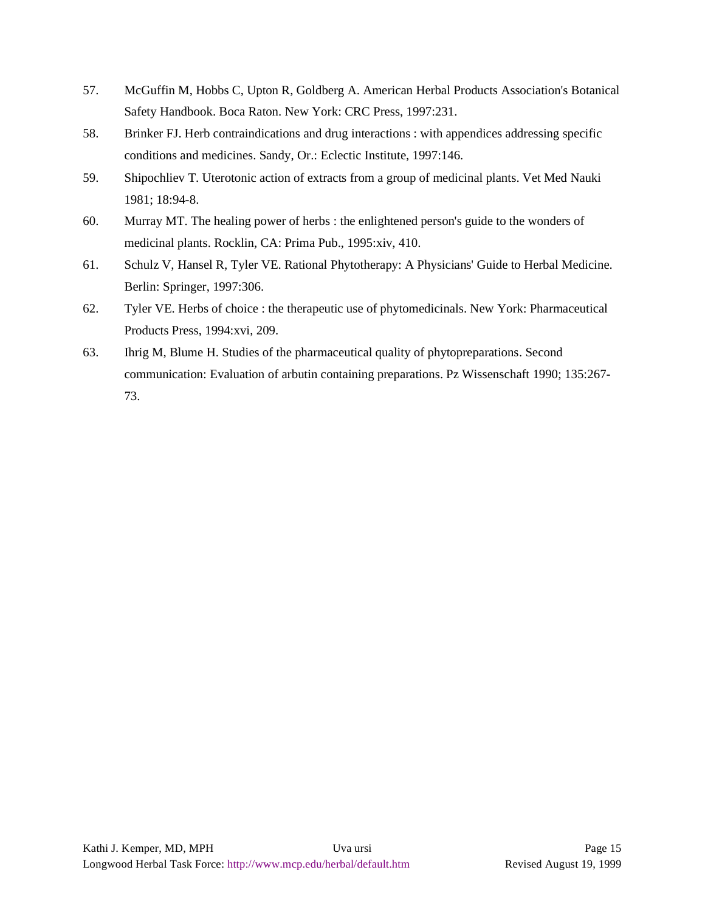57. McGuffin M, Hobbs C, Upton R, Goldberg A. American Herbal Products Association's Botanical Safety Handbook. Boca Raton. New York: CRC Press, 1997:231.
58. Brinker FJ. Herb contraindications and drug interactions : with appendices addressing specific conditions and medicines. Sandy, Or.: Eclectic Institute, 1997:146.
59. Shipochliev T. Uterotonic action of extracts from a group of medicinal plants. Vet Med Nauki 1981; 18:94-8.
60. Murray MT. The healing power of herbs : the enlightened person's guide to the wonders of medicinal plants. Rocklin, CA: Prima Pub., 1995:xiv, 410.
61. Schulz V, Hansel R, Tyler VE. Rational Phytotherapy: A Physicians' Guide to Herbal Medicine. Berlin: Springer, 1997:306.
62. Tyler VE. Herbs of choice : the therapeutic use of phytomedicinals. New York: Pharmaceutical Products Press, 1994:xvi, 209.
63. Ihrig M, Blume H. Studies of the pharmaceutical quality of phytopreparations. Second communication: Evaluation of arbutin containing preparations. Pz Wissenschaft 1990; 135:267-73.